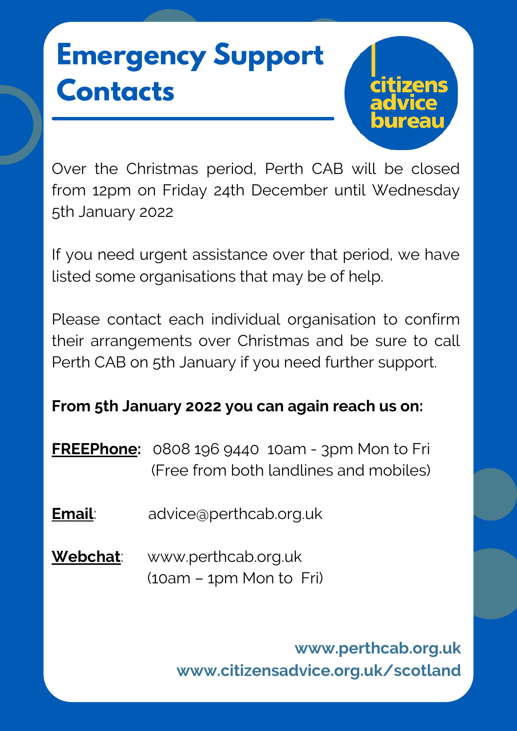# Emergency Support Contacts

citizens advice bureau

Over the Christmas period, Perth CAB will be closed from 12pm on Friday 24th December until Wednesday 5th January 2022

If you need urgent assistance over that period, we have listed some organisations that may be of help.

Please contact each individual organisation to confirm their arrangements over Christmas and be sure to call Perth CAB on 5th January if you need further support.

**From 5th January 2022 you can again reach us on:**

**FREEPhone:** 0808 196 9440 10am - 3pm Mon to Fri (Free from both landlines and mobiles)

**Email:** advice@perthcab.org.uk

**Webchat:** www.perthcab.org.uk (10am – 1pm Mon to Fri)

**www.perthcab.org.uk**
**www.citizensadvice.org.uk/scotland**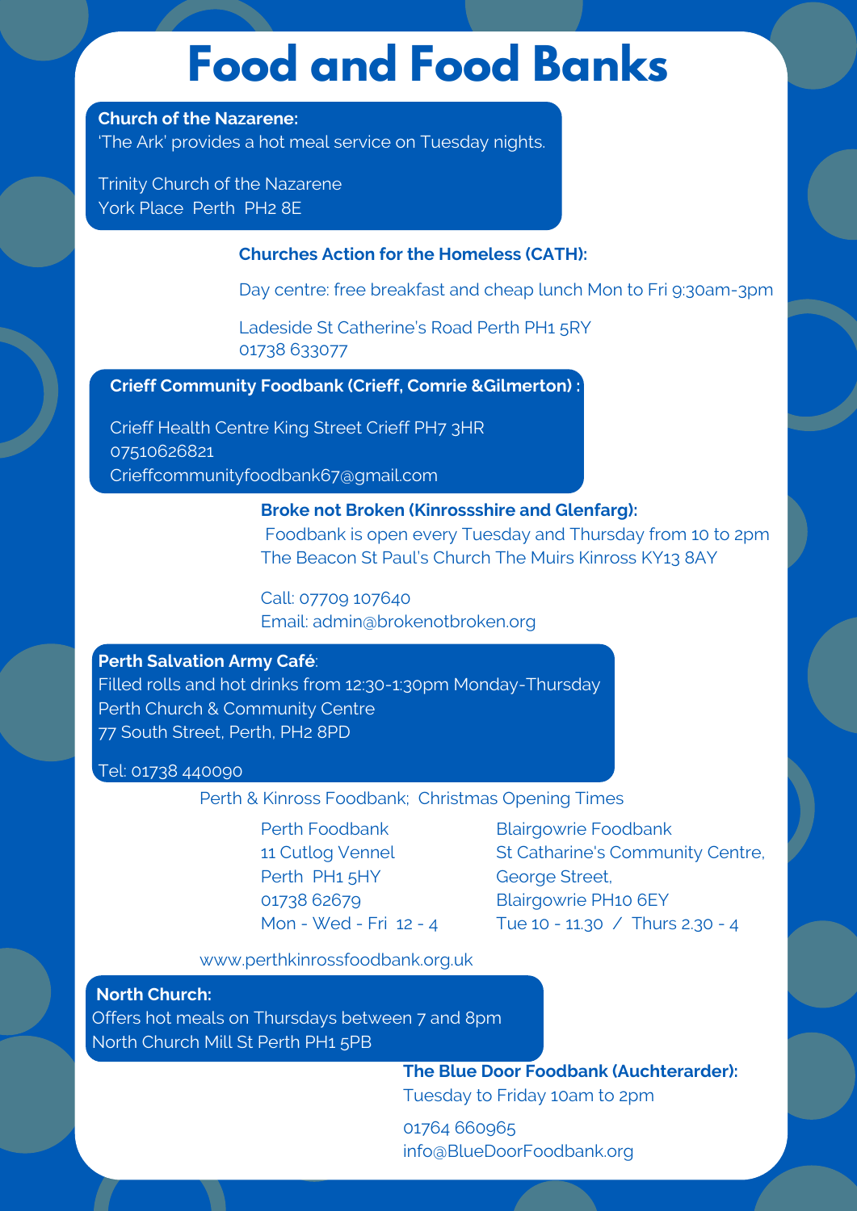# Food and Food Banks

**Church of the Nazarene:**
'The Ark' provides a hot meal service on Tuesday nights.

Trinity Church of the Nazarene
York Place Perth PH2 8E

**Churches Action for the Homeless (CATH):**

Day centre: free breakfast and cheap lunch Mon to Fri 9:30am-3pm

Ladeside St Catherine's Road Perth PH1 5RY
01738 633077

**Crieff Community Foodbank (Crieff, Comrie &Gilmerton) :**

Crieff Health Centre King Street Crieff PH7 3HR
07510626821
Crieffcommunityfoodbank67@gmail.com

**Broke not Broken (Kinrossshire and Glenfarg):**
Foodbank is open every Tuesday and Thursday from 10 to 2pm
The Beacon St Paul's Church The Muirs Kinross KY13 8AY

Call: 07709 107640
Email: admin@brokenotbroken.org

**Perth Salvation Army Café**:
Filled rolls and hot drinks from 12:30-1:30pm Monday-Thursday
Perth Church & Community Centre
77 South Street, Perth, PH2 8PD

Tel: 01738 440090

Perth & Kinross Foodbank; Christmas Opening Times

Perth Foodbank
11 Cutlog Vennel
Perth PH1 5HY
01738 62679
Mon - Wed - Fri 12 - 4

Blairgowrie Foodbank
St Catharine's Community Centre,
George Street,
Blairgowrie PH10 6EY
Tue 10 - 11.30 / Thurs 2.30 - 4

www.perthkinrossfoodbank.org.uk

**North Church:**
Offers hot meals on Thursdays between 7 and 8pm
North Church Mill St Perth PH1 5PB

**The Blue Door Foodbank (Auchterarder):**
Tuesday to Friday 10am to 2pm

01764 660965
info@BlueDoorFoodbank.org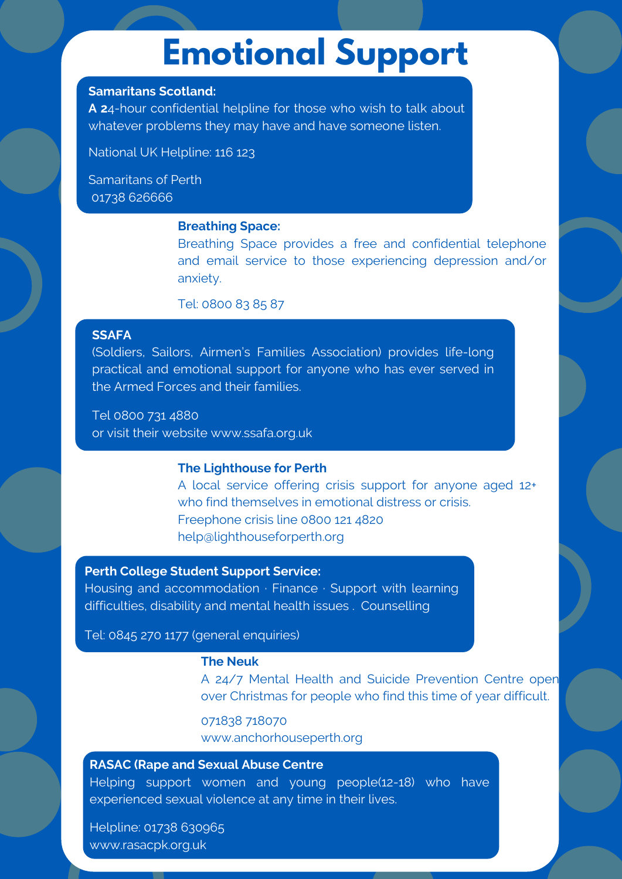# Emotional Support

**Samaritans Scotland:**

**A 2**4-hour confidential helpline for those who wish to talk about whatever problems they may have and have someone listen.

National UK Helpline: 116 123

Samaritans of Perth
01738 626666

**Breathing Space:**

Breathing Space provides a free and confidential telephone and email service to those experiencing depression and/or anxiety.

Tel: 0800 83 85 87

**SSAFA**

(Soldiers, Sailors, Airmen's Families Association) provides life-long practical and emotional support for anyone who has ever served in the Armed Forces and their families.

Tel 0800 731 4880
or visit their website www.ssafa.org.uk

**The Lighthouse for Perth**

A local service offering crisis support for anyone aged 12+ who find themselves in emotional distress or crisis.
Freephone crisis line 0800 121 4820
help@lighthouseforperth.org

**Perth College Student Support Service:**

Housing and accommodation · Finance · Support with learning difficulties, disability and mental health issues . Counselling

Tel: 0845 270 1177 (general enquiries)

**The Neuk**

A 24/7 Mental Health and Suicide Prevention Centre open over Christmas for people who find this time of year difficult.

071838 718070
www.anchorhouseperth.org

**RASAC (Rape and Sexual Abuse Centre**

Helping support women and young people(12-18) who have experienced sexual violence at any time in their lives.

Helpline: 01738 630965
www.rasacpk.org.uk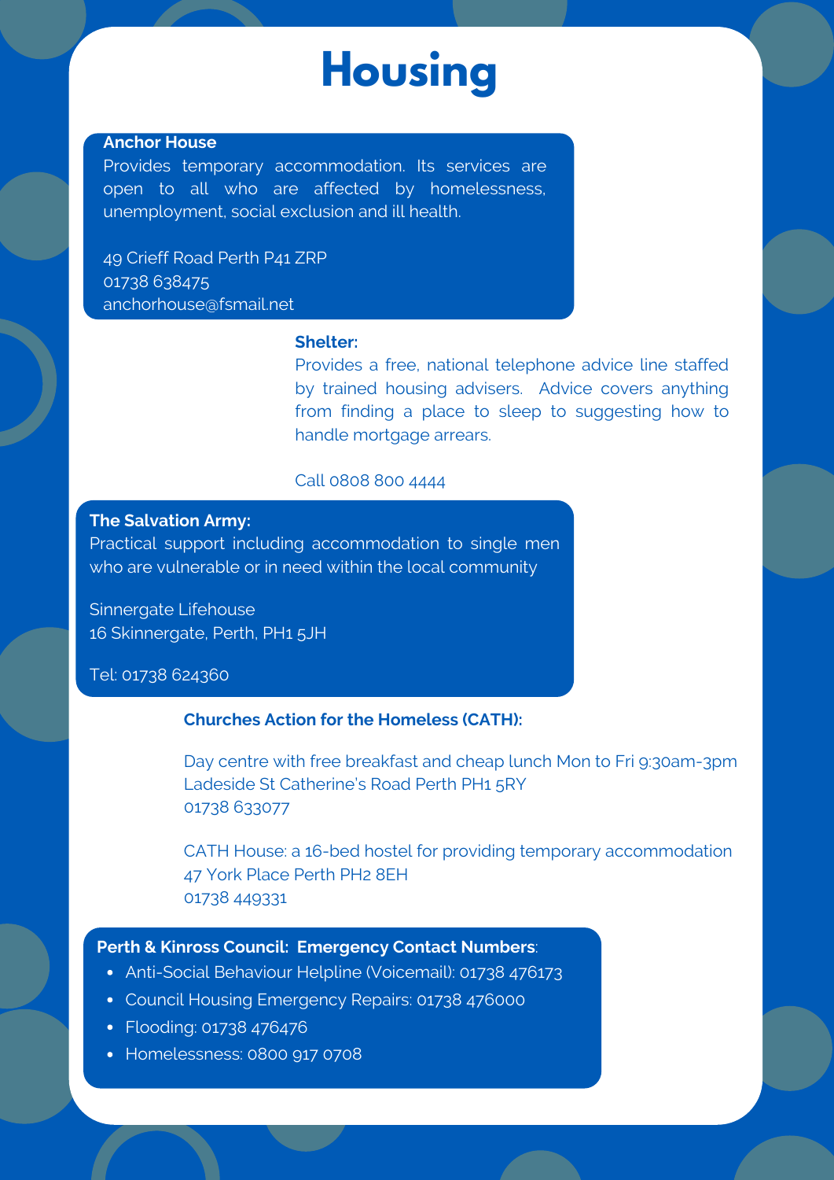# Housing

**Anchor House**

Provides temporary accommodation. Its services are open to all who are affected by homelessness, unemployment, social exclusion and ill health.

49 Crieff Road Perth P41 ZRP
01738 638475
anchorhouse@fsmail.net

**Shelter:**

Provides a free, national telephone advice line staffed by trained housing advisers. Advice covers anything from finding a place to sleep to suggesting how to handle mortgage arrears.

Call 0808 800 4444

**The Salvation Army:**

Practical support including accommodation to single men who are vulnerable or in need within the local community

Sinnergate Lifehouse
16 Skinnergate, Perth, PH1 5JH

Tel: 01738 624360

**Churches Action for the Homeless (CATH):**

Day centre with free breakfast and cheap lunch Mon to Fri 9:30am-3pm
Ladeside St Catherine's Road Perth PH1 5RY
01738 633077

CATH House: a 16-bed hostel for providing temporary accommodation
47 York Place Perth PH2 8EH
01738 449331

**Perth & Kinross Council: Emergency Contact Numbers**:

- Anti-Social Behaviour Helpline (Voicemail): 01738 476173
- Council Housing Emergency Repairs: 01738 476000
- Flooding: 01738 476476
- Homelessness: 0800 917 0708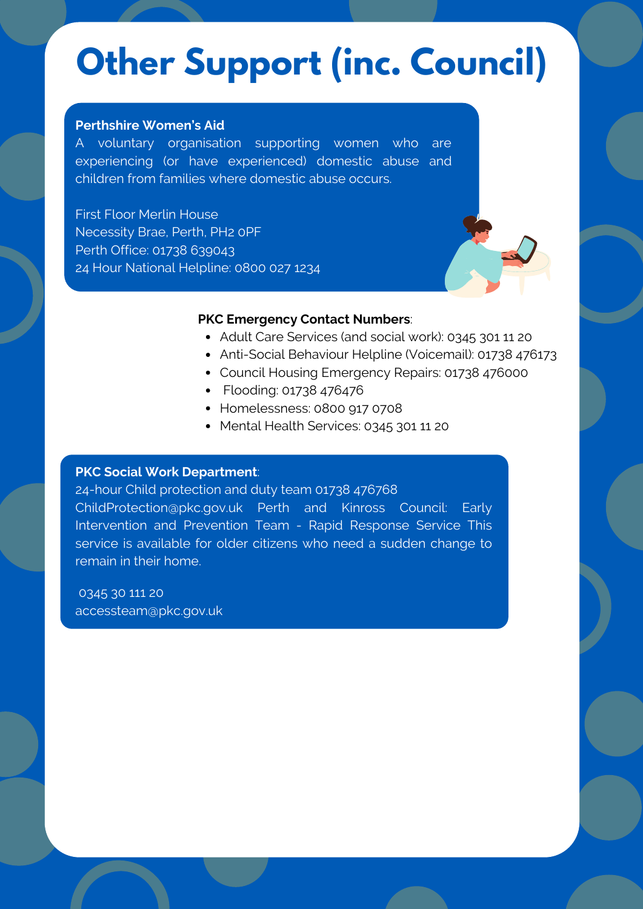# Other Support (inc. Council)

**Perthshire Women's Aid**

A voluntary organisation supporting women who are experiencing (or have experienced) domestic abuse and children from families where domestic abuse occurs.

First Floor Merlin House
Necessity Brae, Perth, PH2 0PF
Perth Office: 01738 639043
24 Hour National Helpline: 0800 027 1234

**PKC Emergency Contact Numbers**:

- Adult Care Services (and social work): 0345 301 11 20
- Anti-Social Behaviour Helpline (Voicemail): 01738 476173
- Council Housing Emergency Repairs: 01738 476000
- Flooding: 01738 476476
- Homelessness: 0800 917 0708
- Mental Health Services: 0345 301 11 20

**PKC Social Work Department**:

24-hour Child protection and duty team 01738 476768
ChildProtection@pkc.gov.uk Perth and Kinross Council: Early Intervention and Prevention Team - Rapid Response Service This service is available for older citizens who need a sudden change to remain in their home.

0345 30 111 20
accessteam@pkc.gov.uk